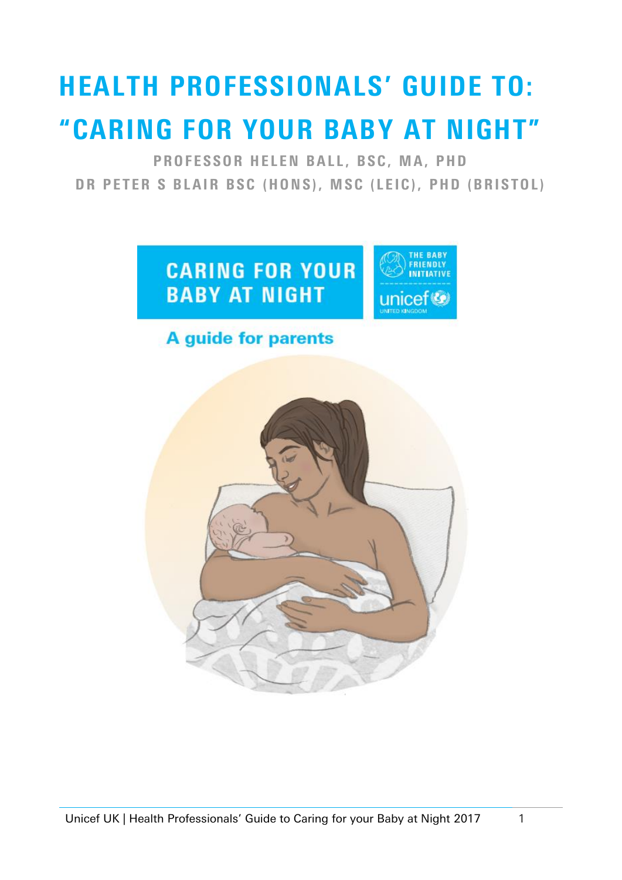# HEALTH PROFESSIONALS' GUIDE TO: "CARING FOR YOUR BABY AT NIGHT"

**PROFESSOR HELEN BALL, BSC, MA, PHD**

**DR PETER S BLAIR BSC (HONS), MSC (LEIC), PHD (BRISTOL)**

CARING FOR YOUR BABY AT NIGHT

THE BABY FRIENDLY INITIATIVE

unicef UNITED KINGDOM

A guide for parents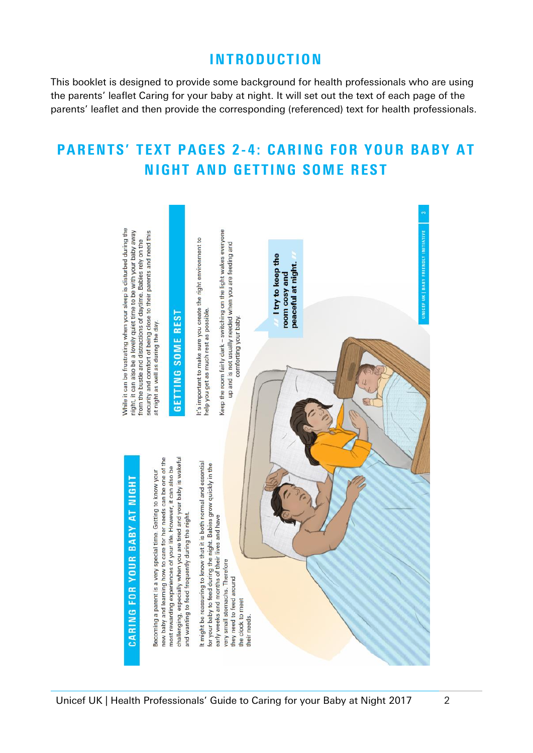## INTRODUCTION

This booklet is designed to provide some background for health professionals who are using the parents' leaflet Caring for your baby at night. It will set out the text of each page of the parents' leaflet and then provide the corresponding (referenced) text for health professionals.

## PARENTS' TEXT PAGES 2-4: CARING FOR YOUR BABY AT NIGHT AND GETTING SOME REST

### CARING FOR YOUR BABY AT NIGHT

Becoming a parent is a very special time. Getting to know your new baby and learning how to care for her needs can be one of the most rewarding experiences of your life. However, it can also be challenging, especially when you are tired and your baby is wakeful and wanting to feed frequently during the night.

It might be reassuring to know that it is both normal and essential for your baby to feed during the night. Babies grow quickly in the early weeks and months of their lives and have very small stomachs. Therefore they need to feed around the clock to meet their needs.

While it can be frustrating when your sleep is disturbed during the night, it can also be a lovely quiet time to be with your baby away from the bustle and distractions of daytime. Babies rely on the security and comfort of being close to their parents and need this at night as well as during the day.

### GETTING SOME REST

It's important to make sure you create the right environment to help you get as much rest as possible.

Keep the room fairly dark – switching on the light wakes everyone up and is not usually needed when you are feeding and comforting your baby.

" I try to keep the room cosy and peaceful at night. "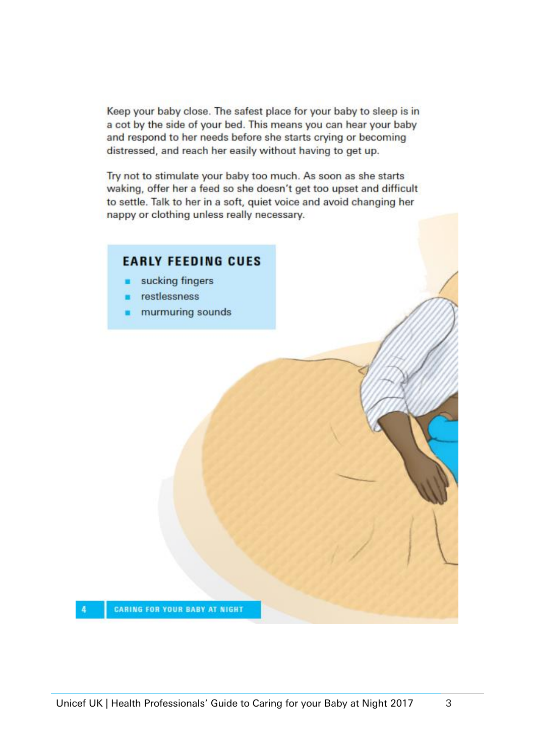Keep your baby close. The safest place for your baby to sleep is in a cot by the side of your bed. This means you can hear your baby and respond to her needs before she starts crying or becoming distressed, and reach her easily without having to get up.

Try not to stimulate your baby too much. As soon as she starts waking, offer her a feed so she doesn't get too upset and difficult to settle. Talk to her in a soft, quiet voice and avoid changing her nappy or clothing unless really necessary.

### EARLY FEEDING CUES

- sucking fingers
- restlessness
- murmuring sounds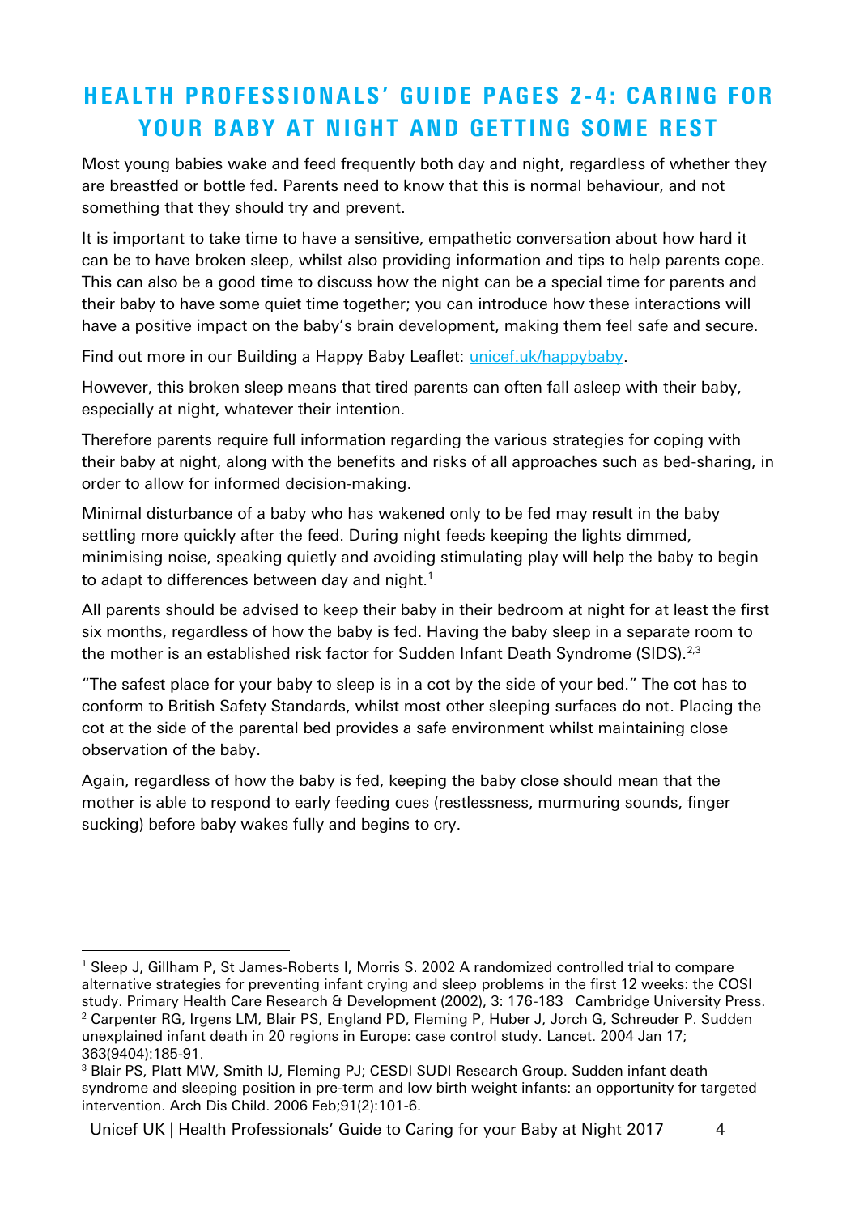# HEALTH PROFESSIONALS' GUIDE PAGES 2-4: CARING FOR YOUR BABY AT NIGHT AND GETTING SOME REST

Most young babies wake and feed frequently both day and night, regardless of whether they are breastfed or bottle fed. Parents need to know that this is normal behaviour, and not something that they should try and prevent.

It is important to take time to have a sensitive, empathetic conversation about how hard it can be to have broken sleep, whilst also providing information and tips to help parents cope. This can also be a good time to discuss how the night can be a special time for parents and their baby to have some quiet time together; you can introduce how these interactions will have a positive impact on the baby's brain development, making them feel safe and secure.

Find out more in our Building a Happy Baby Leaflet: [unicef.uk/happybaby](unicef.uk/happybaby).

However, this broken sleep means that tired parents can often fall asleep with their baby, especially at night, whatever their intention.

Therefore parents require full information regarding the various strategies for coping with their baby at night, along with the benefits and risks of all approaches such as bed-sharing, in order to allow for informed decision-making.

Minimal disturbance of a baby who has wakened only to be fed may result in the baby settling more quickly after the feed. During night feeds keeping the lights dimmed, minimising noise, speaking quietly and avoiding stimulating play will help the baby to begin to adapt to differences between day and night.[1]

All parents should be advised to keep their baby in their bedroom at night for at least the first six months, regardless of how the baby is fed. Having the baby sleep in a separate room to the mother is an established risk factor for Sudden Infant Death Syndrome (SIDS).[2,3]

"The safest place for your baby to sleep is in a cot by the side of your bed." The cot has to conform to British Safety Standards, whilst most other sleeping surfaces do not. Placing the cot at the side of the parental bed provides a safe environment whilst maintaining close observation of the baby.

Again, regardless of how the baby is fed, keeping the baby close should mean that the mother is able to respond to early feeding cues (restlessness, murmuring sounds, finger sucking) before baby wakes fully and begins to cry.

---

[1] Sleep J, Gillham P, St James-Roberts I, Morris S. 2002 A randomized controlled trial to compare alternative strategies for preventing infant crying and sleep problems in the first 12 weeks: the COSI study. Primary Health Care Research & Development (2002), 3: 176-183 Cambridge University Press.

[2] Carpenter RG, Irgens LM, Blair PS, England PD, Fleming P, Huber J, Jorch G, Schreuder P. Sudden unexplained infant death in 20 regions in Europe: case control study. Lancet. 2004 Jan 17; 363(9404):185-91.

[3] Blair PS, Platt MW, Smith IJ, Fleming PJ; CESDI SUDI Research Group. Sudden infant death syndrome and sleeping position in pre-term and low birth weight infants: an opportunity for targeted intervention. Arch Dis Child. 2006 Feb;91(2):101-6.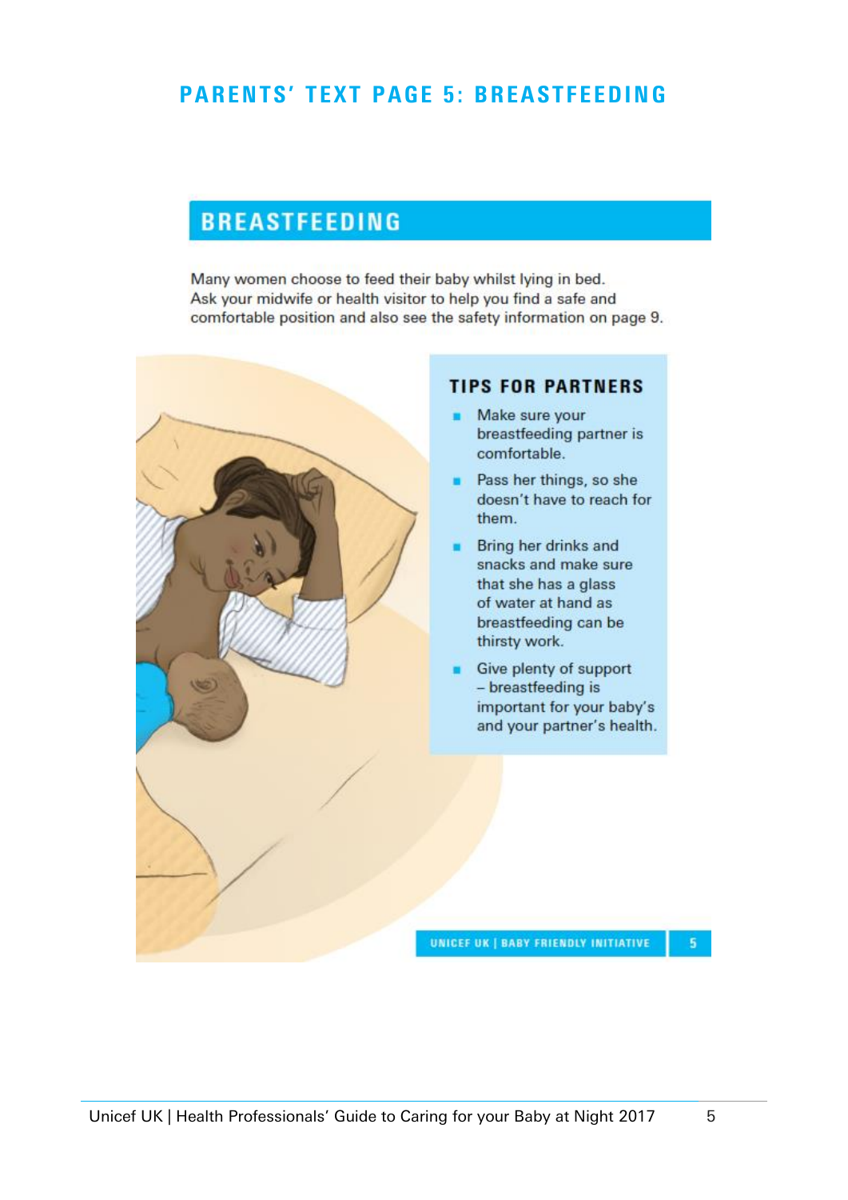# PARENTS' TEXT PAGE 5: BREASTFEEDING

## BREASTFEEDING

Many women choose to feed their baby whilst lying in bed. Ask your midwife or health visitor to help you find a safe and comfortable position and also see the safety information on page 9.

### TIPS FOR PARTNERS

- Make sure your breastfeeding partner is comfortable.
- Pass her things, so she doesn't have to reach for them.
- Bring her drinks and snacks and make sure that she has a glass of water at hand as breastfeeding can be thirsty work.
- Give plenty of support – breastfeeding is important for your baby's and your partner's health.

UNICEF UK | BABY FRIENDLY INITIATIVE 5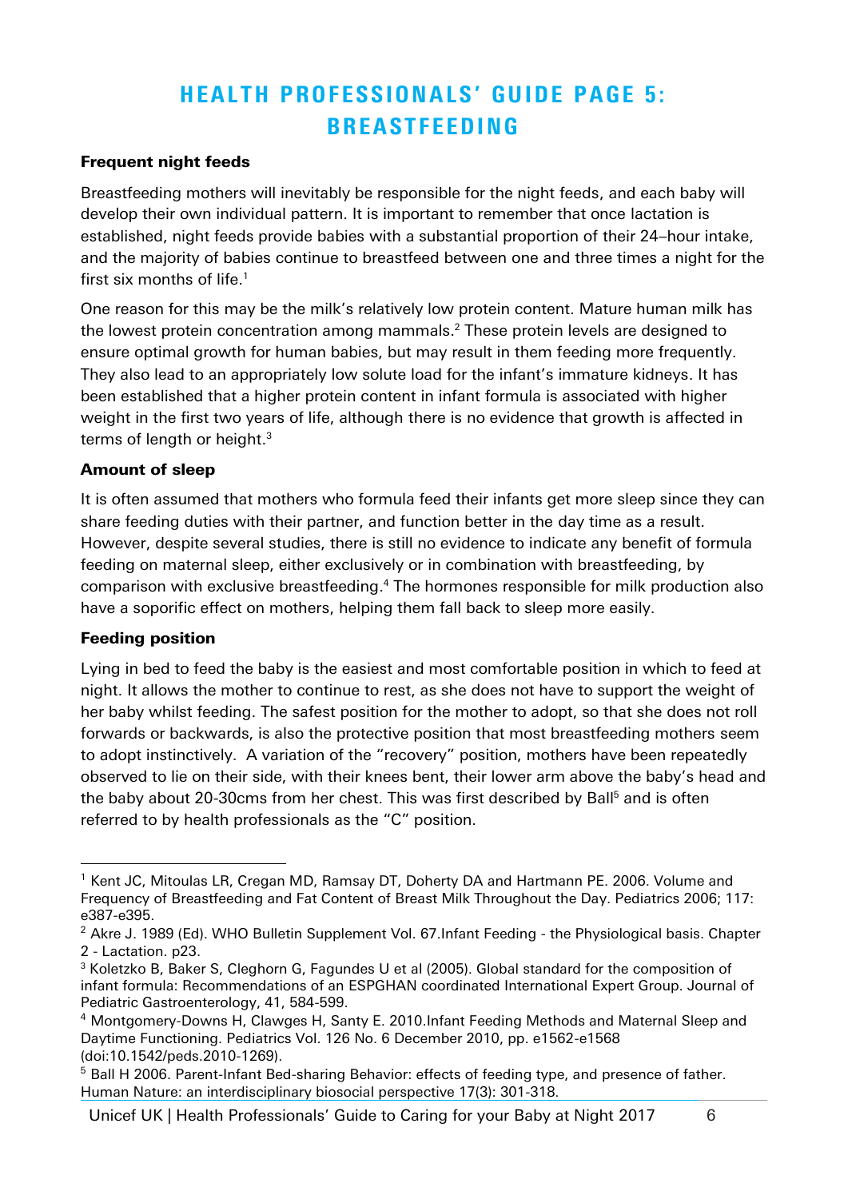# HEALTH PROFESSIONALS' GUIDE PAGE 5: BREASTFEEDING

**Frequent night feeds**

Breastfeeding mothers will inevitably be responsible for the night feeds, and each baby will develop their own individual pattern. It is important to remember that once lactation is established, night feeds provide babies with a substantial proportion of their 24–hour intake, and the majority of babies continue to breastfeed between one and three times a night for the first six months of life.[1]

One reason for this may be the milk's relatively low protein content. Mature human milk has the lowest protein concentration among mammals.[2] These protein levels are designed to ensure optimal growth for human babies, but may result in them feeding more frequently. They also lead to an appropriately low solute load for the infant's immature kidneys. It has been established that a higher protein content in infant formula is associated with higher weight in the first two years of life, although there is no evidence that growth is affected in terms of length or height.[3]

**Amount of sleep**

It is often assumed that mothers who formula feed their infants get more sleep since they can share feeding duties with their partner, and function better in the day time as a result. However, despite several studies, there is still no evidence to indicate any benefit of formula feeding on maternal sleep, either exclusively or in combination with breastfeeding, by comparison with exclusive breastfeeding.[4] The hormones responsible for milk production also have a soporific effect on mothers, helping them fall back to sleep more easily.

**Feeding position**

Lying in bed to feed the baby is the easiest and most comfortable position in which to feed at night. It allows the mother to continue to rest, as she does not have to support the weight of her baby whilst feeding. The safest position for the mother to adopt, so that she does not roll forwards or backwards, is also the protective position that most breastfeeding mothers seem to adopt instinctively. A variation of the "recovery" position, mothers have been repeatedly observed to lie on their side, with their knees bent, their lower arm above the baby's head and the baby about 20-30cms from her chest. This was first described by Ball[5] and is often referred to by health professionals as the "C" position.

---

[1] Kent JC, Mitoulas LR, Cregan MD, Ramsay DT, Doherty DA and Hartmann PE. 2006. Volume and Frequency of Breastfeeding and Fat Content of Breast Milk Throughout the Day. Pediatrics 2006; 117: e387-e395.

[2] Akre J. 1989 (Ed). WHO Bulletin Supplement Vol. 67.Infant Feeding - the Physiological basis. Chapter 2 - Lactation. p23.

[3] Koletzko B, Baker S, Cleghorn G, Fagundes U et al (2005). Global standard for the composition of infant formula: Recommendations of an ESPGHAN coordinated International Expert Group. Journal of Pediatric Gastroenterology, 41, 584-599.

[4] Montgomery-Downs H, Clawges H, Santy E. 2010.Infant Feeding Methods and Maternal Sleep and Daytime Functioning. Pediatrics Vol. 126 No. 6 December 2010, pp. e1562-e1568 (doi:10.1542/peds.2010-1269).

[5] Ball H 2006. Parent-Infant Bed-sharing Behavior: effects of feeding type, and presence of father. Human Nature: an interdisciplinary biosocial perspective 17(3): 301-318.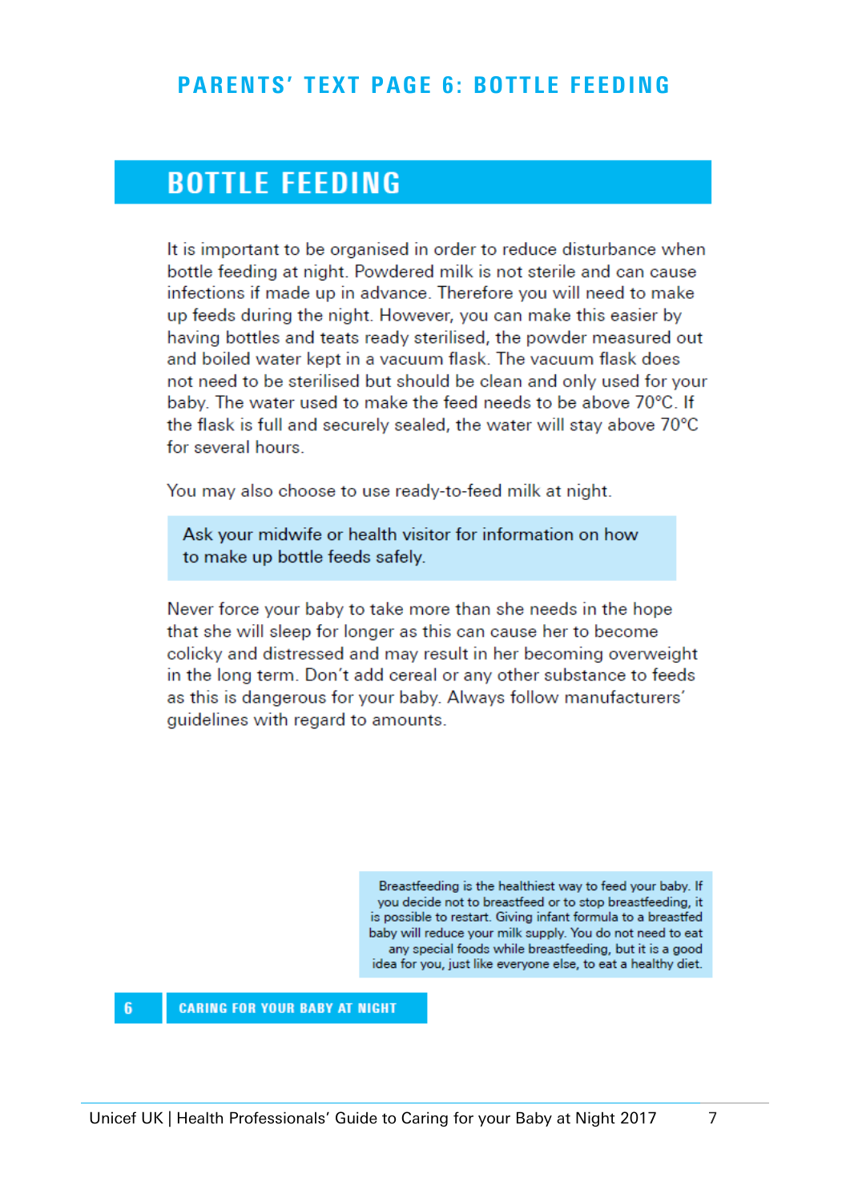# PARENTS' TEXT PAGE 6: BOTTLE FEEDING

## BOTTLE FEEDING

It is important to be organised in order to reduce disturbance when bottle feeding at night. Powdered milk is not sterile and can cause infections if made up in advance. Therefore you will need to make up feeds during the night. However, you can make this easier by having bottles and teats ready sterilised, the powder measured out and boiled water kept in a vacuum flask. The vacuum flask does not need to be sterilised but should be clean and only used for your baby. The water used to make the feed needs to be above 70°C. If the flask is full and securely sealed, the water will stay above 70°C for several hours.

You may also choose to use ready-to-feed milk at night.

> Ask your midwife or health visitor for information on how to make up bottle feeds safely.

Never force your baby to take more than she needs in the hope that she will sleep for longer as this can cause her to become colicky and distressed and may result in her becoming overweight in the long term. Don't add cereal or any other substance to feeds as this is dangerous for your baby. Always follow manufacturers' guidelines with regard to amounts.

> Breastfeeding is the healthiest way to feed your baby. If you decide not to breastfeed or to stop breastfeeding, it is possible to restart. Giving infant formula to a breastfed baby will reduce your milk supply. You do not need to eat any special foods while breastfeeding, but it is a good idea for you, just like everyone else, to eat a healthy diet.

6 CARING FOR YOUR BABY AT NIGHT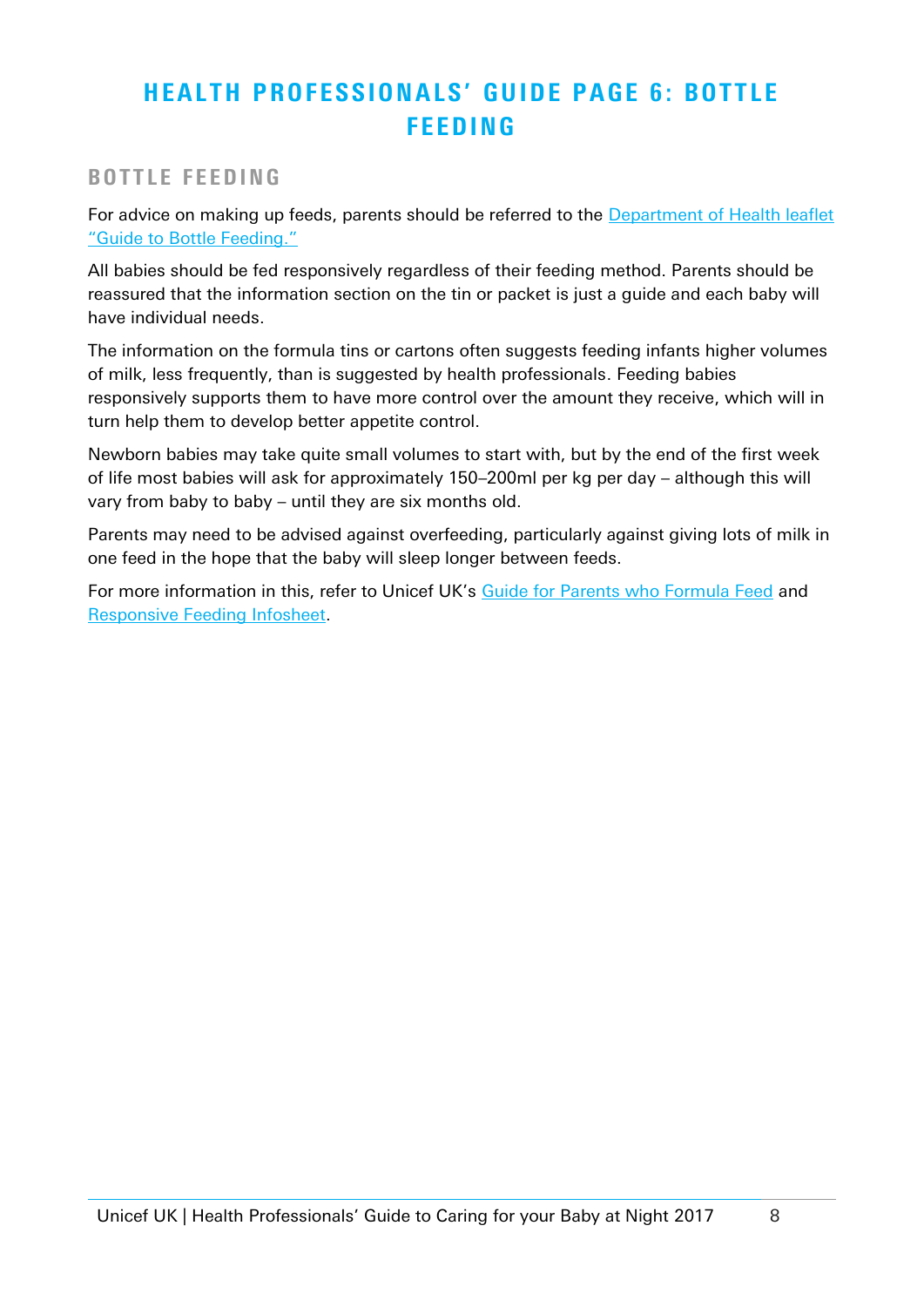# HEALTH PROFESSIONALS' GUIDE PAGE 6: BOTTLE FEEDING

## BOTTLE FEEDING

For advice on making up feeds, parents should be referred to the Department of Health leaflet "Guide to Bottle Feeding."

All babies should be fed responsively regardless of their feeding method. Parents should be reassured that the information section on the tin or packet is just a guide and each baby will have individual needs.

The information on the formula tins or cartons often suggests feeding infants higher volumes of milk, less frequently, than is suggested by health professionals. Feeding babies responsively supports them to have more control over the amount they receive, which will in turn help them to develop better appetite control.

Newborn babies may take quite small volumes to start with, but by the end of the first week of life most babies will ask for approximately 150–200ml per kg per day – although this will vary from baby to baby – until they are six months old.

Parents may need to be advised against overfeeding, particularly against giving lots of milk in one feed in the hope that the baby will sleep longer between feeds.

For more information in this, refer to Unicef UK's Guide for Parents who Formula Feed and Responsive Feeding Infosheet.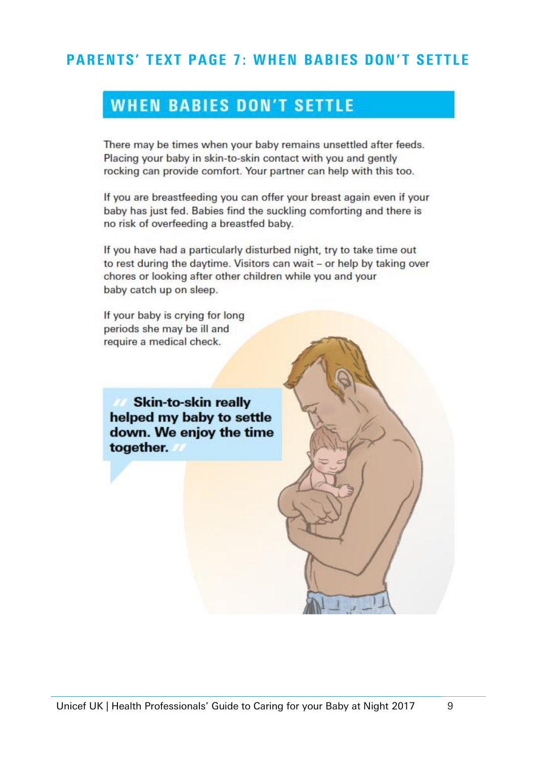## PARENTS' TEXT PAGE 7: WHEN BABIES DON'T SETTLE

### WHEN BABIES DON'T SETTLE

There may be times when your baby remains unsettled after feeds. Placing your baby in skin-to-skin contact with you and gently rocking can provide comfort. Your partner can help with this too.

If you are breastfeeding you can offer your breast again even if your baby has just fed. Babies find the suckling comforting and there is no risk of overfeeding a breastfed baby.

If you have had a particularly disturbed night, try to take time out to rest during the daytime. Visitors can wait – or help by taking over chores or looking after other children while you and your baby catch up on sleep.

If your baby is crying for long periods she may be ill and require a medical check.

> **"Skin-to-skin really helped my baby to settle down. We enjoy the time together."**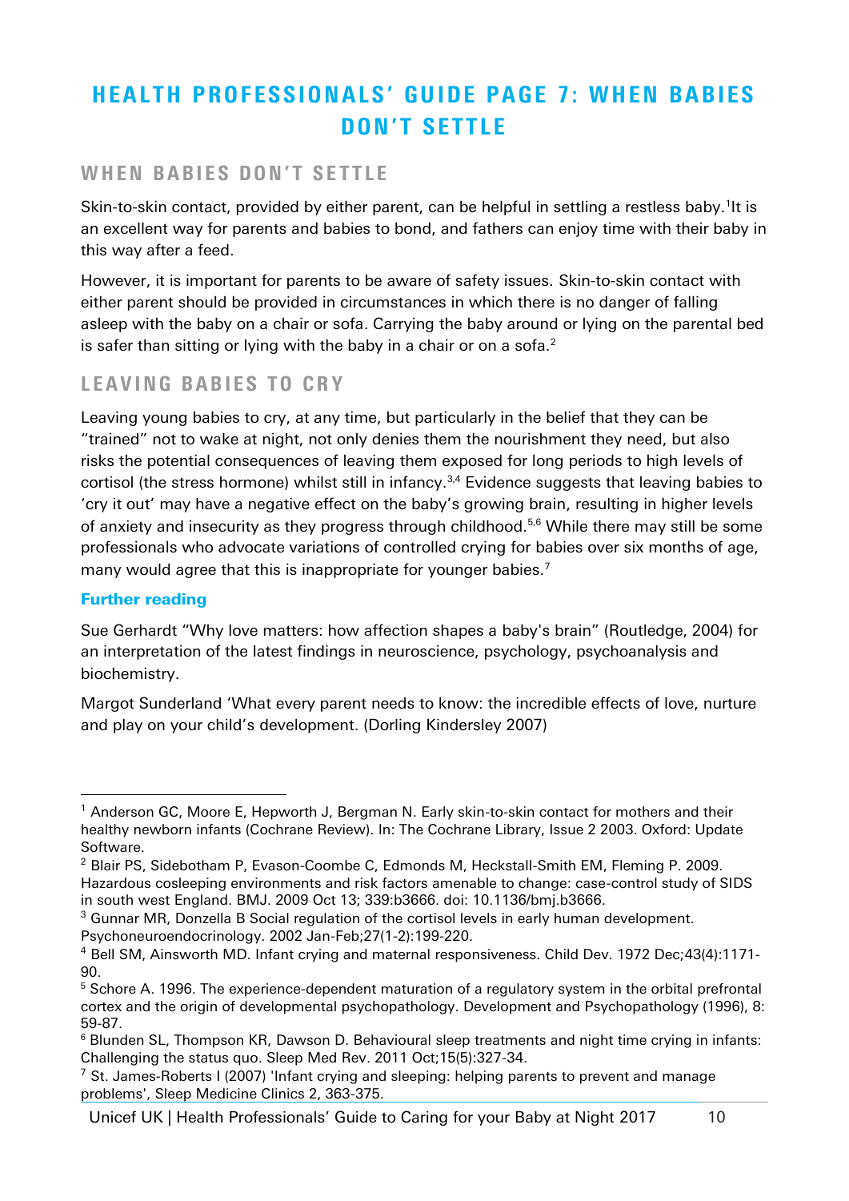# HEALTH PROFESSIONALS' GUIDE PAGE 7: WHEN BABIES DON'T SETTLE

## WHEN BABIES DON'T SETTLE

Skin-to-skin contact, provided by either parent, can be helpful in settling a restless baby.[1]It is an excellent way for parents and babies to bond, and fathers can enjoy time with their baby in this way after a feed.

However, it is important for parents to be aware of safety issues. Skin-to-skin contact with either parent should be provided in circumstances in which there is no danger of falling asleep with the baby on a chair or sofa. Carrying the baby around or lying on the parental bed is safer than sitting or lying with the baby in a chair or on a sofa.[2]

## LEAVING BABIES TO CRY

Leaving young babies to cry, at any time, but particularly in the belief that they can be "trained" not to wake at night, not only denies them the nourishment they need, but also risks the potential consequences of leaving them exposed for long periods to high levels of cortisol (the stress hormone) whilst still in infancy.[3,4] Evidence suggests that leaving babies to 'cry it out' may have a negative effect on the baby's growing brain, resulting in higher levels of anxiety and insecurity as they progress through childhood.[5,6] While there may still be some professionals who advocate variations of controlled crying for babies over six months of age, many would agree that this is inappropriate for younger babies.[7]

### Further reading

Sue Gerhardt "Why love matters: how affection shapes a baby's brain" (Routledge, 2004) for an interpretation of the latest findings in neuroscience, psychology, psychoanalysis and biochemistry.

Margot Sunderland 'What every parent needs to know: the incredible effects of love, nurture and play on your child's development. (Dorling Kindersley 2007)

---

[1] Anderson GC, Moore E, Hepworth J, Bergman N. Early skin-to-skin contact for mothers and their healthy newborn infants (Cochrane Review). In: The Cochrane Library, Issue 2 2003. Oxford: Update Software.

[2] Blair PS, Sidebotham P, Evason-Coombe C, Edmonds M, Heckstall-Smith EM, Fleming P. 2009. Hazardous cosleeping environments and risk factors amenable to change: case-control study of SIDS in south west England. BMJ. 2009 Oct 13; 339:b3666. doi: 10.1136/bmj.b3666.

[3] Gunnar MR, Donzella B Social regulation of the cortisol levels in early human development. Psychoneuroendocrinology. 2002 Jan-Feb;27(1-2):199-220.

[4] Bell SM, Ainsworth MD. Infant crying and maternal responsiveness. Child Dev. 1972 Dec;43(4):1171-90.

[5] Schore A. 1996. The experience-dependent maturation of a regulatory system in the orbital prefrontal cortex and the origin of developmental psychopathology. Development and Psychopathology (1996), 8: 59-87.

[6] Blunden SL, Thompson KR, Dawson D. Behavioural sleep treatments and night time crying in infants: Challenging the status quo. Sleep Med Rev. 2011 Oct;15(5):327-34.

[7] St. James-Roberts I (2007) 'Infant crying and sleeping: helping parents to prevent and manage problems', Sleep Medicine Clinics 2, 363-375.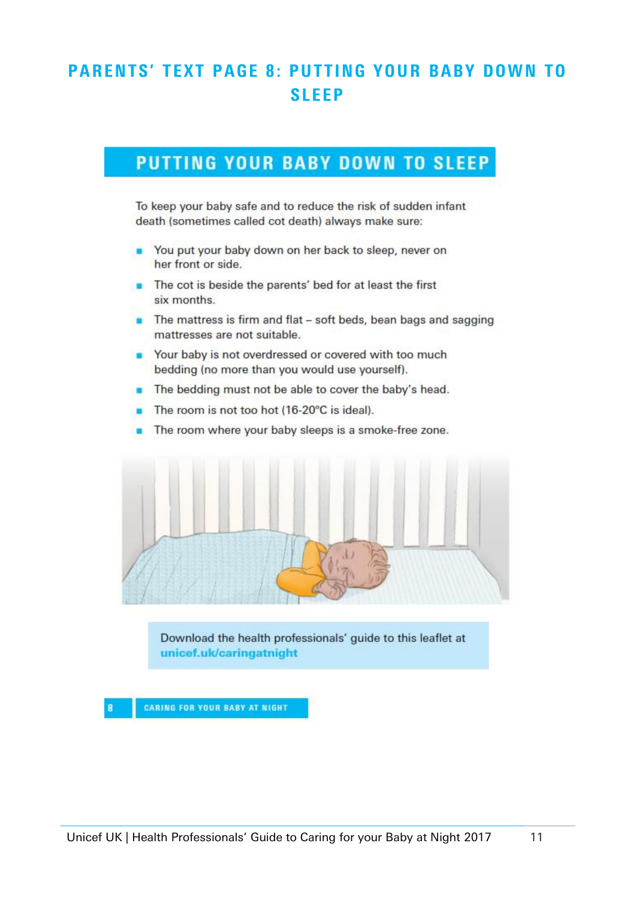# PARENTS' TEXT PAGE 8: PUTTING YOUR BABY DOWN TO SLEEP

## PUTTING YOUR BABY DOWN TO SLEEP

To keep your baby safe and to reduce the risk of sudden infant death (sometimes called cot death) always make sure:

- You put your baby down on her back to sleep, never on her front or side.
- The cot is beside the parents' bed for at least the first six months.
- The mattress is firm and flat – soft beds, bean bags and sagging mattresses are not suitable.
- Your baby is not overdressed or covered with too much bedding (no more than you would use yourself).
- The bedding must not be able to cover the baby's head.
- The room is not too hot (16-20°C is ideal).
- The room where your baby sleeps is a smoke-free zone.

Download the health professionals' guide to this leaflet at **unicef.uk/caringatnight**

8 CARING FOR YOUR BABY AT NIGHT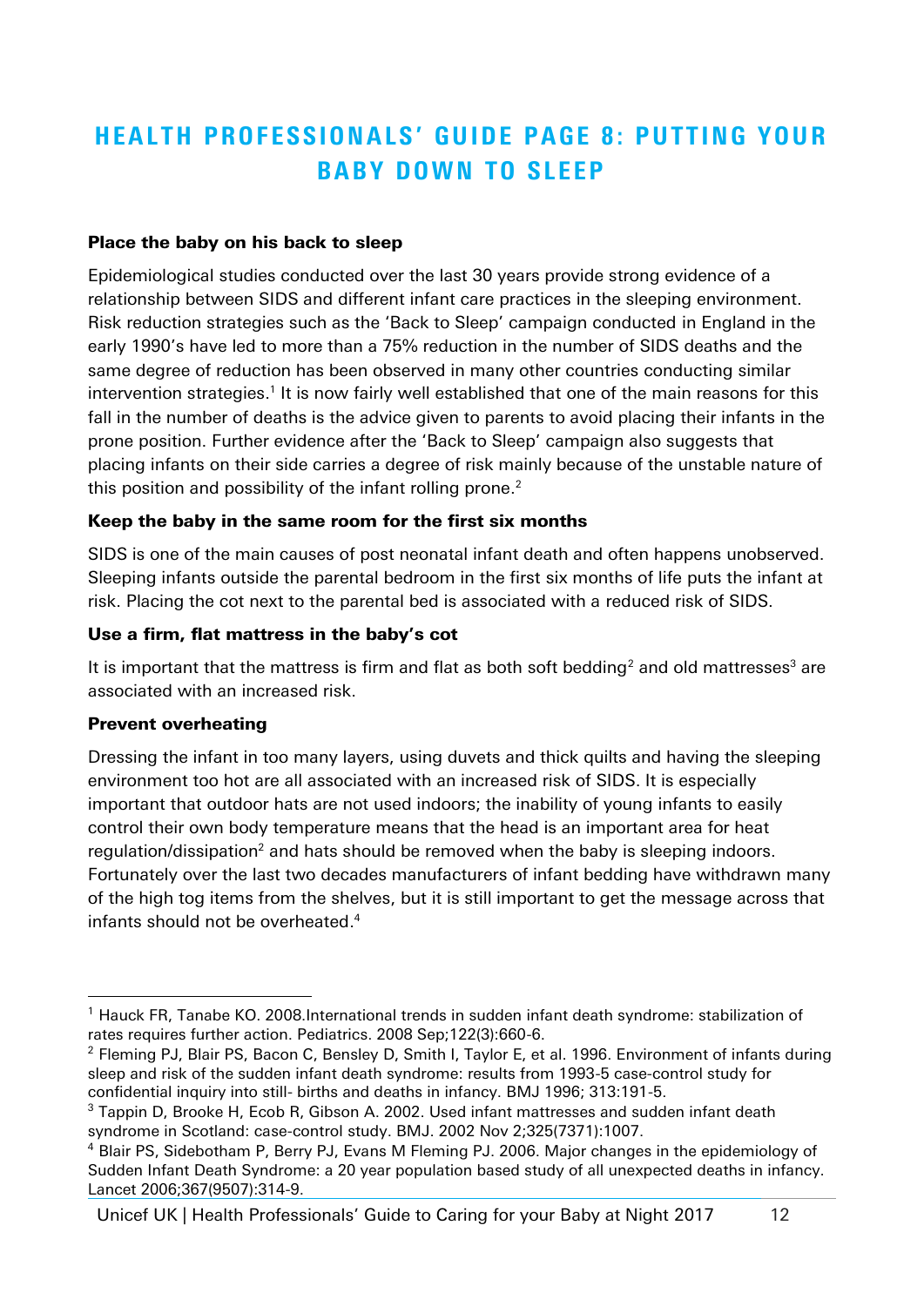# HEALTH PROFESSIONALS' GUIDE PAGE 8: PUTTING YOUR BABY DOWN TO SLEEP

**Place the baby on his back to sleep**

Epidemiological studies conducted over the last 30 years provide strong evidence of a relationship between SIDS and different infant care practices in the sleeping environment. Risk reduction strategies such as the 'Back to Sleep' campaign conducted in England in the early 1990's have led to more than a 75% reduction in the number of SIDS deaths and the same degree of reduction has been observed in many other countries conducting similar intervention strategies.[1] It is now fairly well established that one of the main reasons for this fall in the number of deaths is the advice given to parents to avoid placing their infants in the prone position. Further evidence after the 'Back to Sleep' campaign also suggests that placing infants on their side carries a degree of risk mainly because of the unstable nature of this position and possibility of the infant rolling prone.[2]

**Keep the baby in the same room for the first six months**

SIDS is one of the main causes of post neonatal infant death and often happens unobserved. Sleeping infants outside the parental bedroom in the first six months of life puts the infant at risk. Placing the cot next to the parental bed is associated with a reduced risk of SIDS.

**Use a firm, flat mattress in the baby's cot**

It is important that the mattress is firm and flat as both soft bedding[2] and old mattresses[3] are associated with an increased risk.

**Prevent overheating**

Dressing the infant in too many layers, using duvets and thick quilts and having the sleeping environment too hot are all associated with an increased risk of SIDS. It is especially important that outdoor hats are not used indoors; the inability of young infants to easily control their own body temperature means that the head is an important area for heat regulation/dissipation[2] and hats should be removed when the baby is sleeping indoors. Fortunately over the last two decades manufacturers of infant bedding have withdrawn many of the high tog items from the shelves, but it is still important to get the message across that infants should not be overheated.[4]

---

[1] Hauck FR, Tanabe KO. 2008.International trends in sudden infant death syndrome: stabilization of rates requires further action. Pediatrics. 2008 Sep;122(3):660-6.

[2] Fleming PJ, Blair PS, Bacon C, Bensley D, Smith I, Taylor E, et al. 1996. Environment of infants during sleep and risk of the sudden infant death syndrome: results from 1993-5 case-control study for confidential inquiry into still- births and deaths in infancy. BMJ 1996; 313:191-5.

[3] Tappin D, Brooke H, Ecob R, Gibson A. 2002. Used infant mattresses and sudden infant death syndrome in Scotland: case-control study. BMJ. 2002 Nov 2;325(7371):1007.

[4] Blair PS, Sidebotham P, Berry PJ, Evans M Fleming PJ. 2006. Major changes in the epidemiology of Sudden Infant Death Syndrome: a 20 year population based study of all unexpected deaths in infancy. Lancet 2006;367(9507):314-9.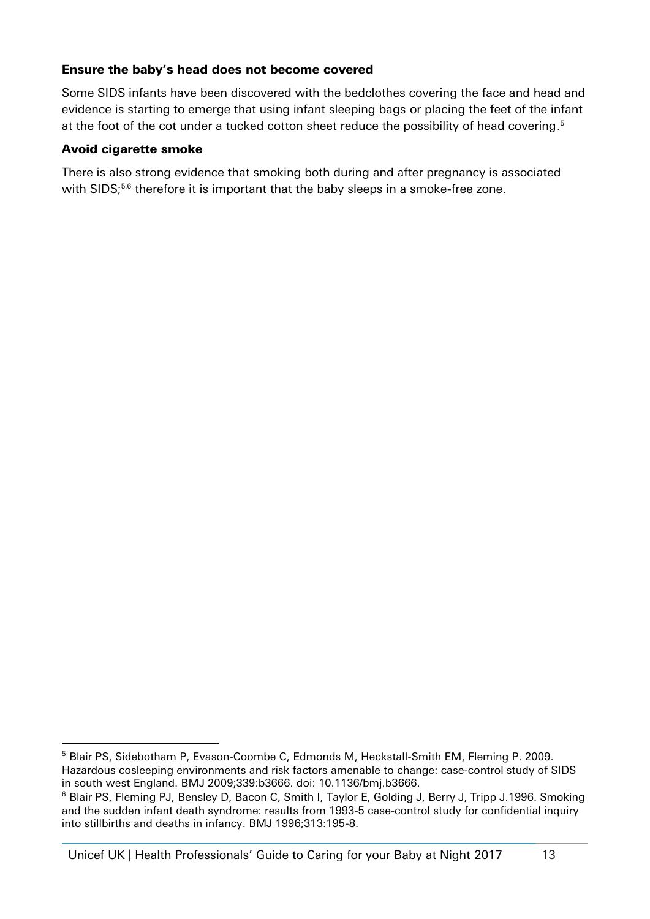### Ensure the baby's head does not become covered

Some SIDS infants have been discovered with the bedclothes covering the face and head and evidence is starting to emerge that using infant sleeping bags or placing the feet of the infant at the foot of the cot under a tucked cotton sheet reduce the possibility of head covering.[5]

### Avoid cigarette smoke

There is also strong evidence that smoking both during and after pregnancy is associated with SIDS;[5,6] therefore it is important that the baby sleeps in a smoke-free zone.

---

[5] Blair PS, Sidebotham P, Evason-Coombe C, Edmonds M, Heckstall-Smith EM, Fleming P. 2009. Hazardous cosleeping environments and risk factors amenable to change: case-control study of SIDS in south west England. BMJ 2009;339:b3666. doi: 10.1136/bmj.b3666.

[6] Blair PS, Fleming PJ, Bensley D, Bacon C, Smith I, Taylor E, Golding J, Berry J, Tripp J.1996. Smoking and the sudden infant death syndrome: results from 1993-5 case-control study for confidential inquiry into stillbirths and deaths in infancy. BMJ 1996;313:195-8.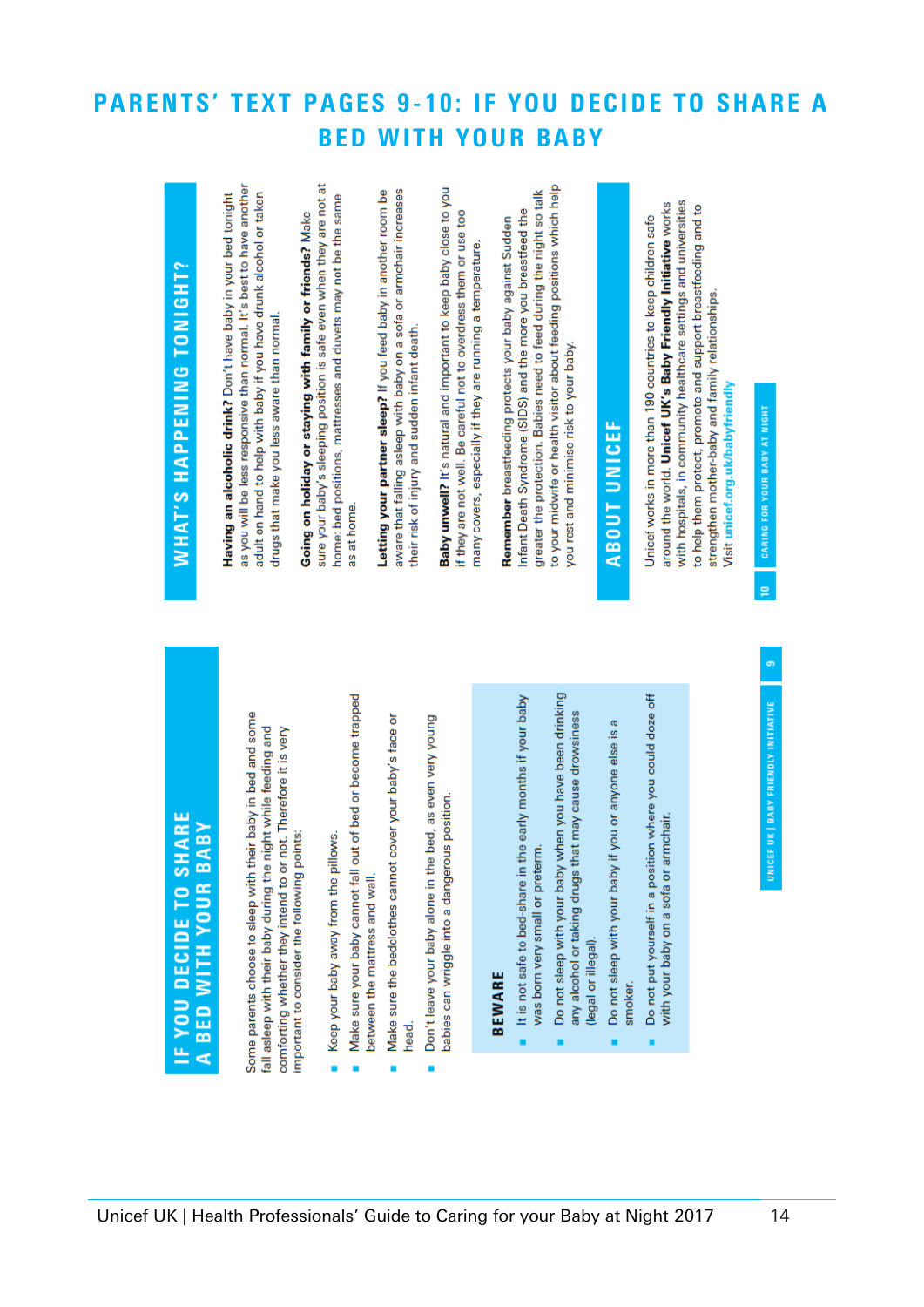# PARENTS' TEXT PAGES 9-10: IF YOU DECIDE TO SHARE A BED WITH YOUR BABY

## IF YOU DECIDE TO SHARE A BED WITH YOUR BABY

Some parents choose to sleep with their baby in bed and some fall asleep with their baby during the night while feeding and comforting whether they intend to or not. Therefore it is very important to consider the following points:

- Keep your baby away from the pillows.
- Make sure your baby cannot fall out of bed or become trapped between the mattress and wall.
- Make sure the bedclothes cannot cover your baby's face or head.
- Don't leave your baby alone in the bed, as even very young babies can wriggle into a dangerous position.

### BEWARE

- It is not safe to bed-share in the early months if your baby was born very small or preterm.
- Do not sleep with your baby when you have been drinking any alcohol or taking drugs that may cause drowsiness (legal or illegal).
- Do not sleep with your baby if you or anyone else is a smoker.
- Do not put yourself in a position where you could doze off with your baby on a sofa or armchair.

## WHAT'S HAPPENING TONIGHT?

**Having an alcoholic drink?** Don't have baby in your bed tonight as you will be less responsive than normal. It's best to have another adult on hand to help with baby if you have drunk alcohol or taken drugs that make you less aware than normal.

**Going on holiday or staying with family or friends?** Make sure your baby's sleeping position is safe even when they are not at home: bed positions, mattresses and duvets may not be the same as at home.

**Letting your partner sleep?** If you feed baby in another room be aware that falling asleep with baby on a sofa or armchair increases their risk of injury and sudden infant death.

**Baby unwell?** It's natural and important to keep baby close to you if they are not well. Be careful not to overdress them or use too many covers, especially if they are running a temperature.

**Remember** breastfeeding protects your baby against Sudden Infant Death Syndrome (SIDS) and the more you breastfeed the greater the protection. Babies need to feed during the night so talk to your midwife or health visitor about feeding positions which help you rest and minimise risk to your baby.

## ABOUT UNICEF

Unicef works in more than 190 countries to keep children safe around the world. **Unicef UK's Baby Friendly Initiative** works with hospitals, in community healthcare settings and universities to help them protect, promote and support breastfeeding and to strengthen mother-baby and family relationships.

Visit unicef.org.uk/babyfriendly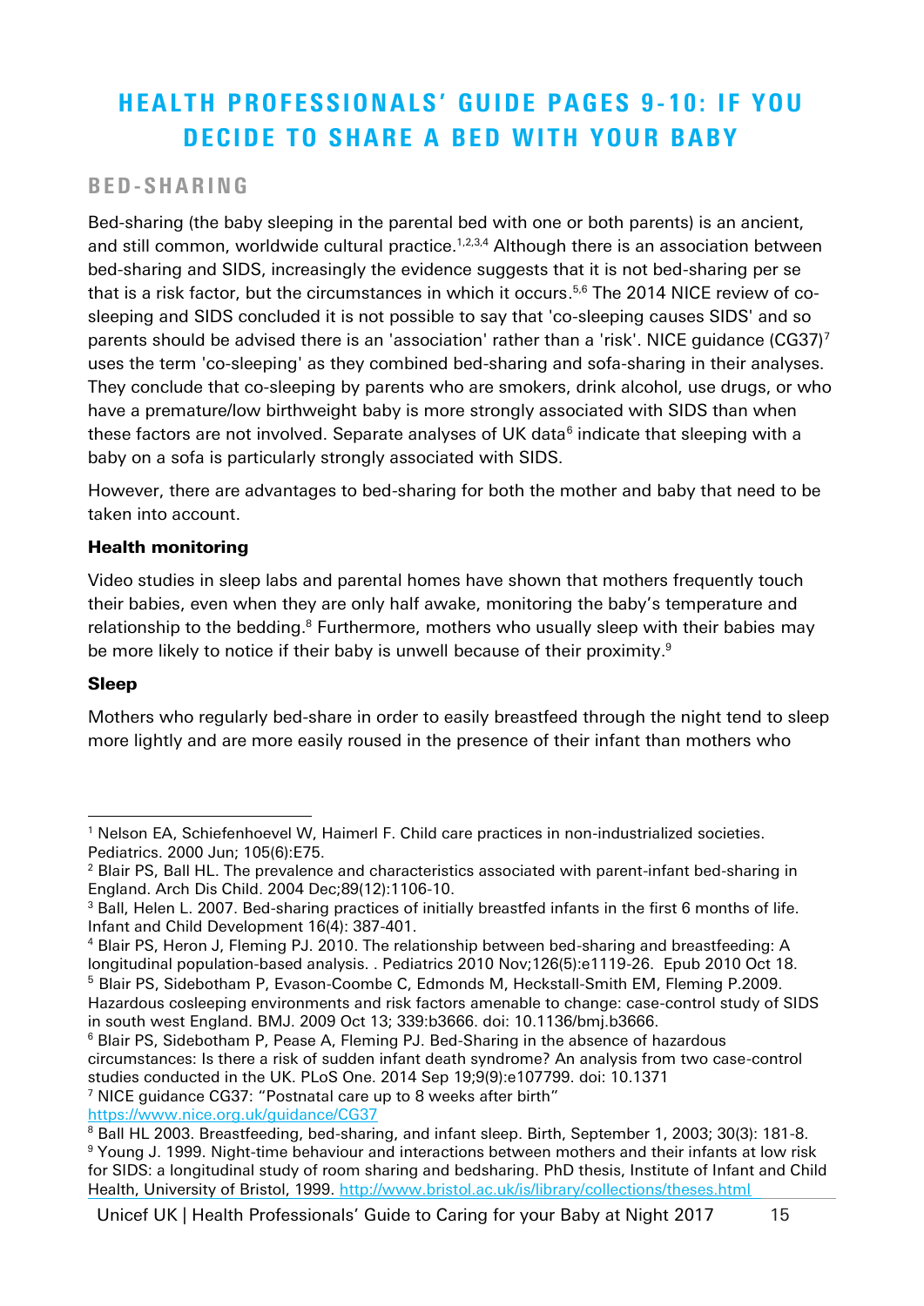# HEALTH PROFESSIONALS' GUIDE PAGES 9-10: IF YOU DECIDE TO SHARE A BED WITH YOUR BABY

## BED-SHARING

Bed-sharing (the baby sleeping in the parental bed with one or both parents) is an ancient, and still common, worldwide cultural practice.[1,2,3,4] Although there is an association between bed-sharing and SIDS, increasingly the evidence suggests that it is not bed-sharing per se that is a risk factor, but the circumstances in which it occurs.[5,6] The 2014 NICE review of co-sleeping and SIDS concluded it is not possible to say that 'co-sleeping causes SIDS' and so parents should be advised there is an 'association' rather than a 'risk'. NICE guidance (CG37)[7] uses the term 'co-sleeping' as they combined bed-sharing and sofa-sharing in their analyses. They conclude that co-sleeping by parents who are smokers, drink alcohol, use drugs, or who have a premature/low birthweight baby is more strongly associated with SIDS than when these factors are not involved. Separate analyses of UK data[6] indicate that sleeping with a baby on a sofa is particularly strongly associated with SIDS.

However, there are advantages to bed-sharing for both the mother and baby that need to be taken into account.

**Health monitoring**

Video studies in sleep labs and parental homes have shown that mothers frequently touch their babies, even when they are only half awake, monitoring the baby's temperature and relationship to the bedding.[8] Furthermore, mothers who usually sleep with their babies may be more likely to notice if their baby is unwell because of their proximity.[9]

**Sleep**

Mothers who regularly bed-share in order to easily breastfeed through the night tend to sleep more lightly and are more easily roused in the presence of their infant than mothers who

---

[1] Nelson EA, Schiefenhoevel W, Haimerl F. Child care practices in non-industrialized societies. Pediatrics. 2000 Jun; 105(6):E75.

[2] Blair PS, Ball HL. The prevalence and characteristics associated with parent-infant bed-sharing in England. Arch Dis Child. 2004 Dec;89(12):1106-10.

[3] Ball, Helen L. 2007. Bed-sharing practices of initially breastfed infants in the first 6 months of life. Infant and Child Development 16(4): 387-401.

[4] Blair PS, Heron J, Fleming PJ. 2010. The relationship between bed-sharing and breastfeeding: A longitudinal population-based analysis. . Pediatrics 2010 Nov;126(5):e1119-26. Epub 2010 Oct 18.

[5] Blair PS, Sidebotham P, Evason-Coombe C, Edmonds M, Heckstall-Smith EM, Fleming P.2009. Hazardous cosleeping environments and risk factors amenable to change: case-control study of SIDS in south west England. BMJ. 2009 Oct 13; 339:b3666. doi: 10.1136/bmj.b3666.

[6] Blair PS, Sidebotham P, Pease A, Fleming PJ. Bed-Sharing in the absence of hazardous circumstances: Is there a risk of sudden infant death syndrome? An analysis from two case-control studies conducted in the UK. PLoS One. 2014 Sep 19;9(9):e107799. doi: 10.1371

[7] NICE guidance CG37: "Postnatal care up to 8 weeks after birth" https://www.nice.org.uk/guidance/CG37

[8] Ball HL 2003. Breastfeeding, bed-sharing, and infant sleep. Birth, September 1, 2003; 30(3): 181-8.

[9] Young J. 1999. Night-time behaviour and interactions between mothers and their infants at low risk for SIDS: a longitudinal study of room sharing and bedsharing. PhD thesis, Institute of Infant and Child Health, University of Bristol, 1999. http://www.bristol.ac.uk/is/library/collections/theses.html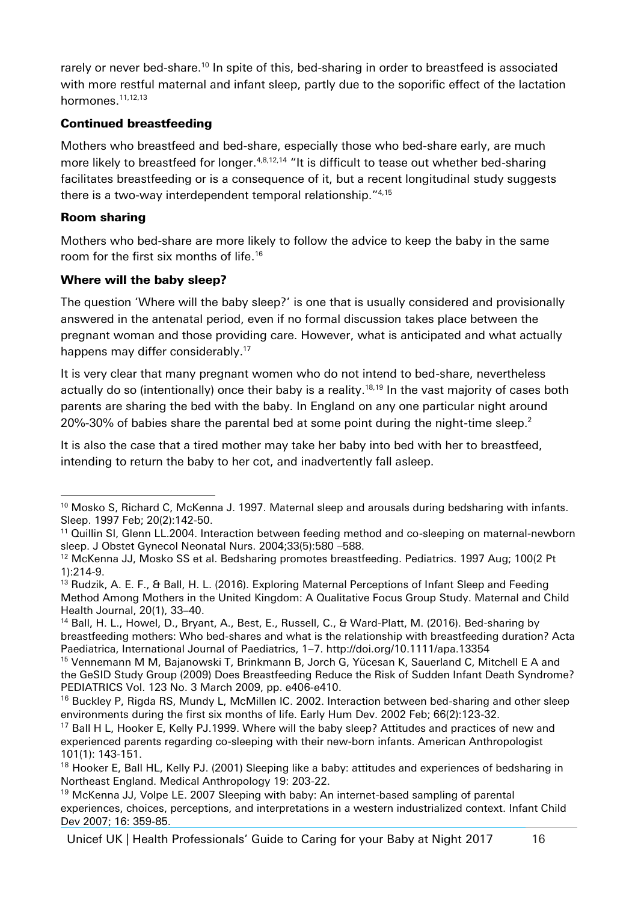rarely or never bed-share.[10] In spite of this, bed-sharing in order to breastfeed is associated with more restful maternal and infant sleep, partly due to the soporific effect of the lactation hormones.[11,12,13]

**Continued breastfeeding**

Mothers who breastfeed and bed-share, especially those who bed-share early, are much more likely to breastfeed for longer.[4,8,12,14] "It is difficult to tease out whether bed-sharing facilitates breastfeeding or is a consequence of it, but a recent longitudinal study suggests there is a two-way interdependent temporal relationship."[4,15]

**Room sharing**

Mothers who bed-share are more likely to follow the advice to keep the baby in the same room for the first six months of life.[16]

**Where will the baby sleep?**

The question 'Where will the baby sleep?' is one that is usually considered and provisionally answered in the antenatal period, even if no formal discussion takes place between the pregnant woman and those providing care. However, what is anticipated and what actually happens may differ considerably.[17]

It is very clear that many pregnant women who do not intend to bed-share, nevertheless actually do so (intentionally) once their baby is a reality.[18,19] In the vast majority of cases both parents are sharing the bed with the baby. In England on any one particular night around 20%-30% of babies share the parental bed at some point during the night-time sleep.[2]

It is also the case that a tired mother may take her baby into bed with her to breastfeed, intending to return the baby to her cot, and inadvertently fall asleep.

---

[10] Mosko S, Richard C, McKenna J. 1997. Maternal sleep and arousals during bedsharing with infants. Sleep. 1997 Feb; 20(2):142-50.

[11] Quillin SI, Glenn LL.2004. Interaction between feeding method and co-sleeping on maternal-newborn sleep. J Obstet Gynecol Neonatal Nurs. 2004;33(5):580 –588.

[12] McKenna JJ, Mosko SS et al. Bedsharing promotes breastfeeding. Pediatrics. 1997 Aug; 100(2 Pt 1):214-9.

[13] Rudzik, A. E. F., & Ball, H. L. (2016). Exploring Maternal Perceptions of Infant Sleep and Feeding Method Among Mothers in the United Kingdom: A Qualitative Focus Group Study. Maternal and Child Health Journal, 20(1), 33–40.

[14] Ball, H. L., Howel, D., Bryant, A., Best, E., Russell, C., & Ward-Platt, M. (2016). Bed-sharing by breastfeeding mothers: Who bed-shares and what is the relationship with breastfeeding duration? Acta Paediatrica, International Journal of Paediatrics, 1–7. http://doi.org/10.1111/apa.13354

[15] Vennemann M M, Bajanowski T, Brinkmann B, Jorch G, Yücesan K, Sauerland C, Mitchell E A and the GeSID Study Group (2009) Does Breastfeeding Reduce the Risk of Sudden Infant Death Syndrome? PEDIATRICS Vol. 123 No. 3 March 2009, pp. e406-e410.

[16] Buckley P, Rigda RS, Mundy L, McMillen IC. 2002. Interaction between bed-sharing and other sleep environments during the first six months of life. Early Hum Dev. 2002 Feb; 66(2):123-32.

[17] Ball H L, Hooker E, Kelly PJ.1999. Where will the baby sleep? Attitudes and practices of new and experienced parents regarding co-sleeping with their new-born infants. American Anthropologist 101(1): 143-151.

[18] Hooker E, Ball HL, Kelly PJ. (2001) Sleeping like a baby: attitudes and experiences of bedsharing in Northeast England. Medical Anthropology 19: 203-22.

[19] McKenna JJ, Volpe LE. 2007 Sleeping with baby: An internet-based sampling of parental experiences, choices, perceptions, and interpretations in a western industrialized context. Infant Child Dev 2007; 16: 359-85.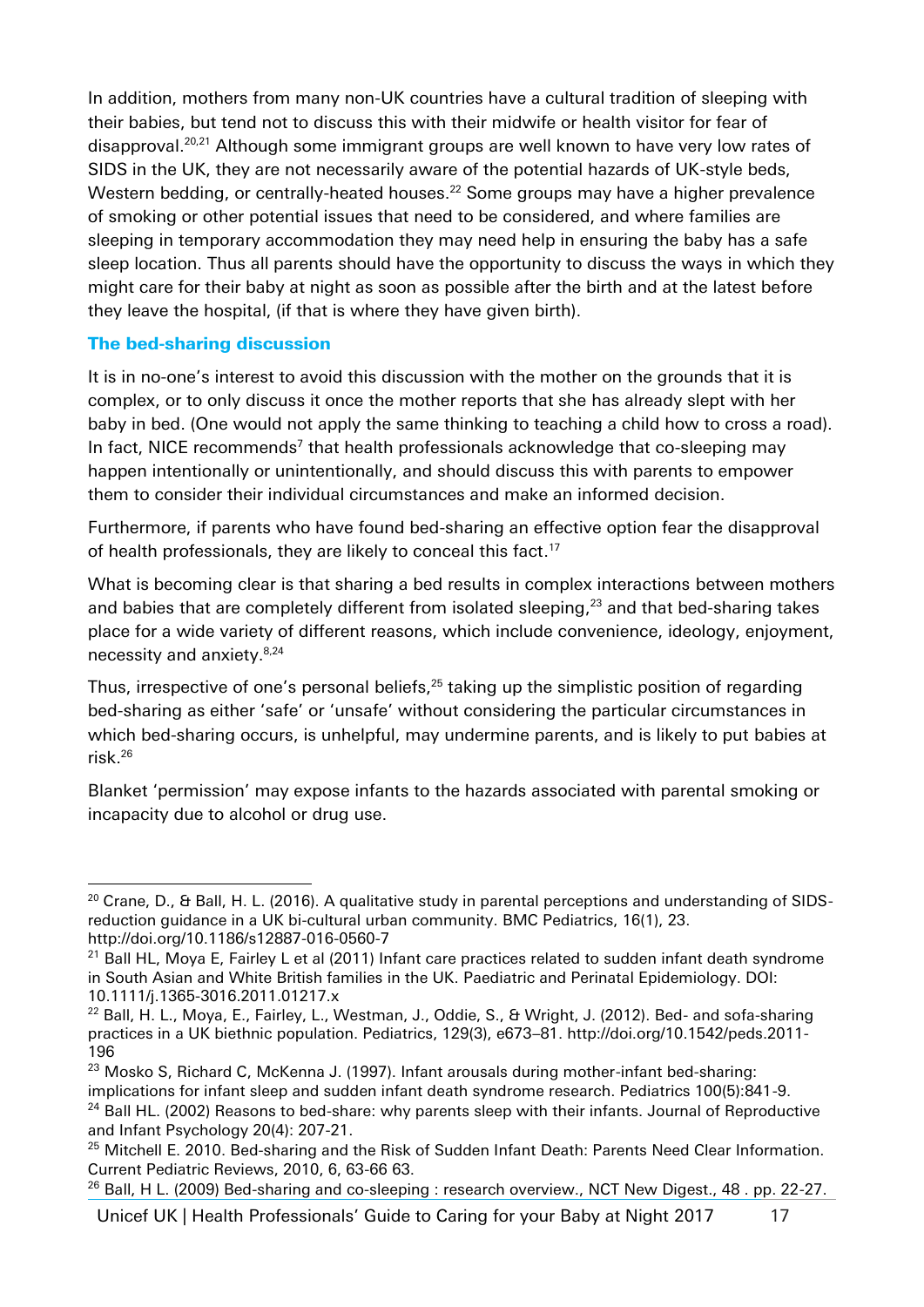In addition, mothers from many non-UK countries have a cultural tradition of sleeping with their babies, but tend not to discuss this with their midwife or health visitor for fear of disapproval.[20,21] Although some immigrant groups are well known to have very low rates of SIDS in the UK, they are not necessarily aware of the potential hazards of UK-style beds, Western bedding, or centrally-heated houses.[22] Some groups may have a higher prevalence of smoking or other potential issues that need to be considered, and where families are sleeping in temporary accommodation they may need help in ensuring the baby has a safe sleep location. Thus all parents should have the opportunity to discuss the ways in which they might care for their baby at night as soon as possible after the birth and at the latest before they leave the hospital, (if that is where they have given birth).

### The bed-sharing discussion

It is in no-one's interest to avoid this discussion with the mother on the grounds that it is complex, or to only discuss it once the mother reports that she has already slept with her baby in bed. (One would not apply the same thinking to teaching a child how to cross a road). In fact, NICE recommends[7] that health professionals acknowledge that co-sleeping may happen intentionally or unintentionally, and should discuss this with parents to empower them to consider their individual circumstances and make an informed decision.

Furthermore, if parents who have found bed-sharing an effective option fear the disapproval of health professionals, they are likely to conceal this fact.[17]

What is becoming clear is that sharing a bed results in complex interactions between mothers and babies that are completely different from isolated sleeping,[23] and that bed-sharing takes place for a wide variety of different reasons, which include convenience, ideology, enjoyment, necessity and anxiety.[8,24]

Thus, irrespective of one's personal beliefs,[25] taking up the simplistic position of regarding bed-sharing as either 'safe' or 'unsafe' without considering the particular circumstances in which bed-sharing occurs, is unhelpful, may undermine parents, and is likely to put babies at risk.[26]

Blanket 'permission' may expose infants to the hazards associated with parental smoking or incapacity due to alcohol or drug use.

---

[20] Crane, D., & Ball, H. L. (2016). A qualitative study in parental perceptions and understanding of SIDS-reduction guidance in a UK bi-cultural urban community. BMC Pediatrics, 16(1), 23. http://doi.org/10.1186/s12887-016-0560-7

[21] Ball HL, Moya E, Fairley L et al (2011) Infant care practices related to sudden infant death syndrome in South Asian and White British families in the UK. Paediatric and Perinatal Epidemiology. DOI: 10.1111/j.1365-3016.2011.01217.x

[22] Ball, H. L., Moya, E., Fairley, L., Westman, J., Oddie, S., & Wright, J. (2012). Bed- and sofa-sharing practices in a UK biethnic population. Pediatrics, 129(3), e673–81. http://doi.org/10.1542/peds.2011-196

[23] Mosko S, Richard C, McKenna J. (1997). Infant arousals during mother-infant bed-sharing: implications for infant sleep and sudden infant death syndrome research. Pediatrics 100(5):841-9.

[24] Ball HL. (2002) Reasons to bed-share: why parents sleep with their infants. Journal of Reproductive and Infant Psychology 20(4): 207-21.

[25] Mitchell E. 2010. Bed-sharing and the Risk of Sudden Infant Death: Parents Need Clear Information. Current Pediatric Reviews, 2010, 6, 63-66 63.

[26] Ball, H L. (2009) Bed-sharing and co-sleeping : research overview., NCT New Digest., 48 . pp. 22-27.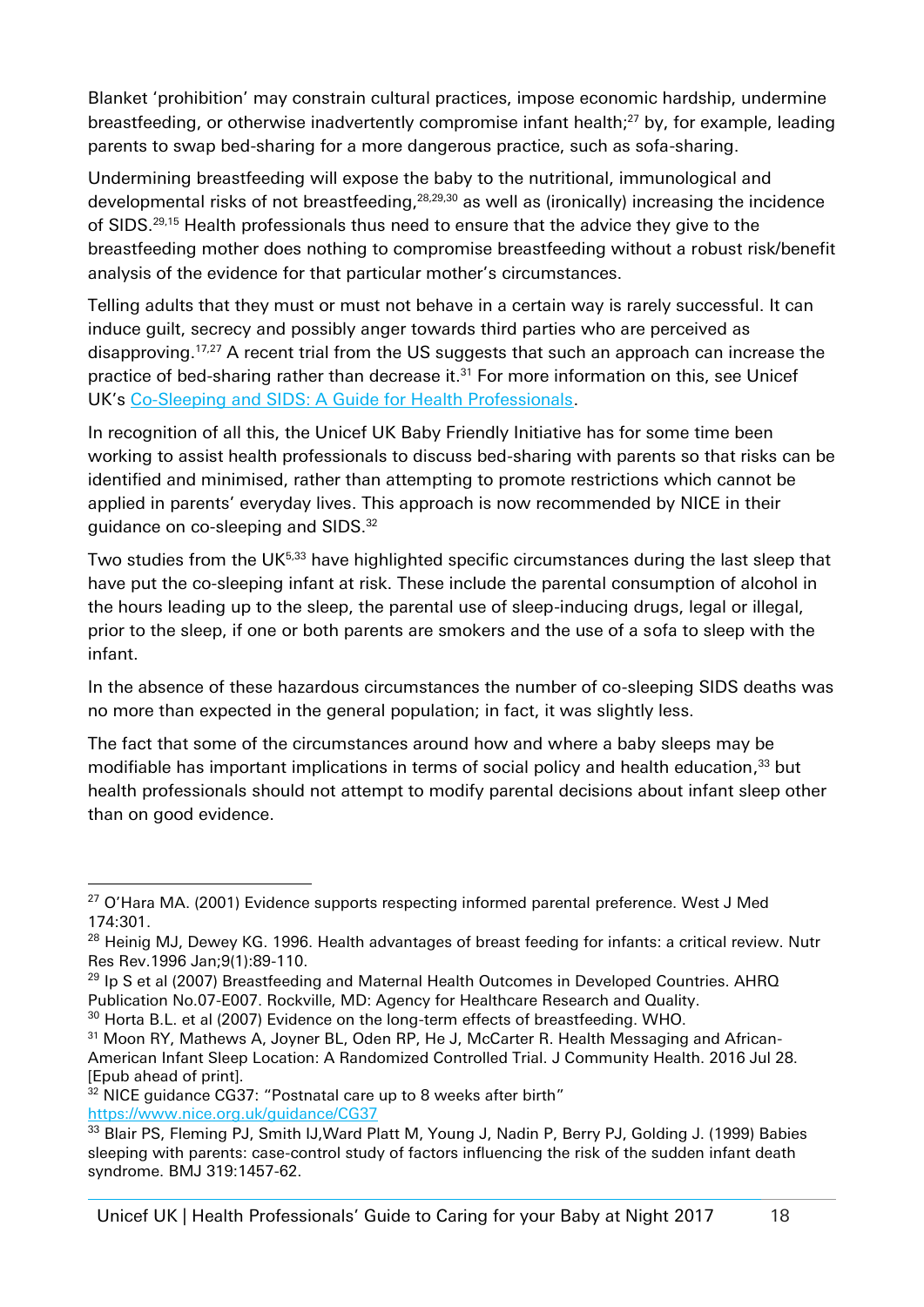Blanket 'prohibition' may constrain cultural practices, impose economic hardship, undermine breastfeeding, or otherwise inadvertently compromise infant health;[27] by, for example, leading parents to swap bed-sharing for a more dangerous practice, such as sofa-sharing.

Undermining breastfeeding will expose the baby to the nutritional, immunological and developmental risks of not breastfeeding,[28,29,30] as well as (ironically) increasing the incidence of SIDS.[29,15] Health professionals thus need to ensure that the advice they give to the breastfeeding mother does nothing to compromise breastfeeding without a robust risk/benefit analysis of the evidence for that particular mother's circumstances.

Telling adults that they must or must not behave in a certain way is rarely successful. It can induce guilt, secrecy and possibly anger towards third parties who are perceived as disapproving.[17,27] A recent trial from the US suggests that such an approach can increase the practice of bed-sharing rather than decrease it.[31] For more information on this, see Unicef UK's [Co-Sleeping and SIDS: A Guide for Health Professionals](#).

In recognition of all this, the Unicef UK Baby Friendly Initiative has for some time been working to assist health professionals to discuss bed-sharing with parents so that risks can be identified and minimised, rather than attempting to promote restrictions which cannot be applied in parents' everyday lives. This approach is now recommended by NICE in their guidance on co-sleeping and SIDS.[32]

Two studies from the UK[5,33] have highlighted specific circumstances during the last sleep that have put the co-sleeping infant at risk. These include the parental consumption of alcohol in the hours leading up to the sleep, the parental use of sleep-inducing drugs, legal or illegal, prior to the sleep, if one or both parents are smokers and the use of a sofa to sleep with the infant.

In the absence of these hazardous circumstances the number of co-sleeping SIDS deaths was no more than expected in the general population; in fact, it was slightly less.

The fact that some of the circumstances around how and where a baby sleeps may be modifiable has important implications in terms of social policy and health education,[33] but health professionals should not attempt to modify parental decisions about infant sleep other than on good evidence.

---

[27] O'Hara MA. (2001) Evidence supports respecting informed parental preference. West J Med 174:301.

[28] Heinig MJ, Dewey KG. 1996. Health advantages of breast feeding for infants: a critical review. Nutr Res Rev.1996 Jan;9(1):89-110.

[29] Ip S et al (2007) Breastfeeding and Maternal Health Outcomes in Developed Countries. AHRQ Publication No.07-E007. Rockville, MD: Agency for Healthcare Research and Quality.

[30] Horta B.L. et al (2007) Evidence on the long-term effects of breastfeeding. WHO.

[31] Moon RY, Mathews A, Joyner BL, Oden RP, He J, McCarter R. Health Messaging and African-American Infant Sleep Location: A Randomized Controlled Trial. J Community Health. 2016 Jul 28. [Epub ahead of print].

[32] NICE guidance CG37: "Postnatal care up to 8 weeks after birth" https://www.nice.org.uk/guidance/CG37

[33] Blair PS, Fleming PJ, Smith IJ,Ward Platt M, Young J, Nadin P, Berry PJ, Golding J. (1999) Babies sleeping with parents: case-control study of factors influencing the risk of the sudden infant death syndrome. BMJ 319:1457-62.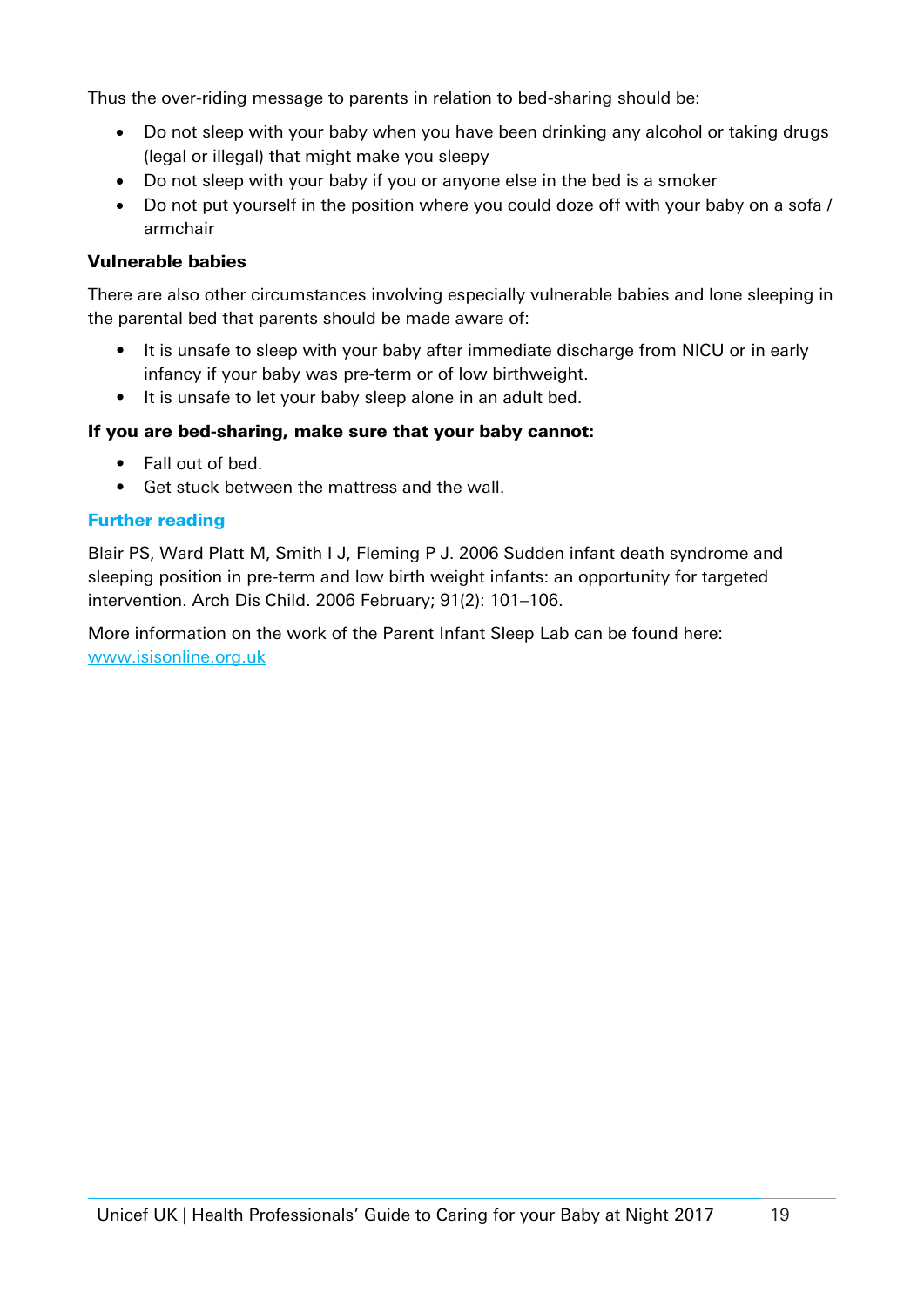Thus the over-riding message to parents in relation to bed-sharing should be:

- Do not sleep with your baby when you have been drinking any alcohol or taking drugs (legal or illegal) that might make you sleepy
- Do not sleep with your baby if you or anyone else in the bed is a smoker
- Do not put yourself in the position where you could doze off with your baby on a sofa / armchair

**Vulnerable babies**

There are also other circumstances involving especially vulnerable babies and lone sleeping in the parental bed that parents should be made aware of:

- It is unsafe to sleep with your baby after immediate discharge from NICU or in early infancy if your baby was pre-term or of low birthweight.
- It is unsafe to let your baby sleep alone in an adult bed.

**If you are bed-sharing, make sure that your baby cannot:**

- Fall out of bed.
- Get stuck between the mattress and the wall.

### Further reading

Blair PS, Ward Platt M, Smith I J, Fleming P J. 2006 Sudden infant death syndrome and sleeping position in pre-term and low birth weight infants: an opportunity for targeted intervention. Arch Dis Child. 2006 February; 91(2): 101–106.

More information on the work of the Parent Infant Sleep Lab can be found here: [www.isisonline.org.uk](http://www.isisonline.org.uk)